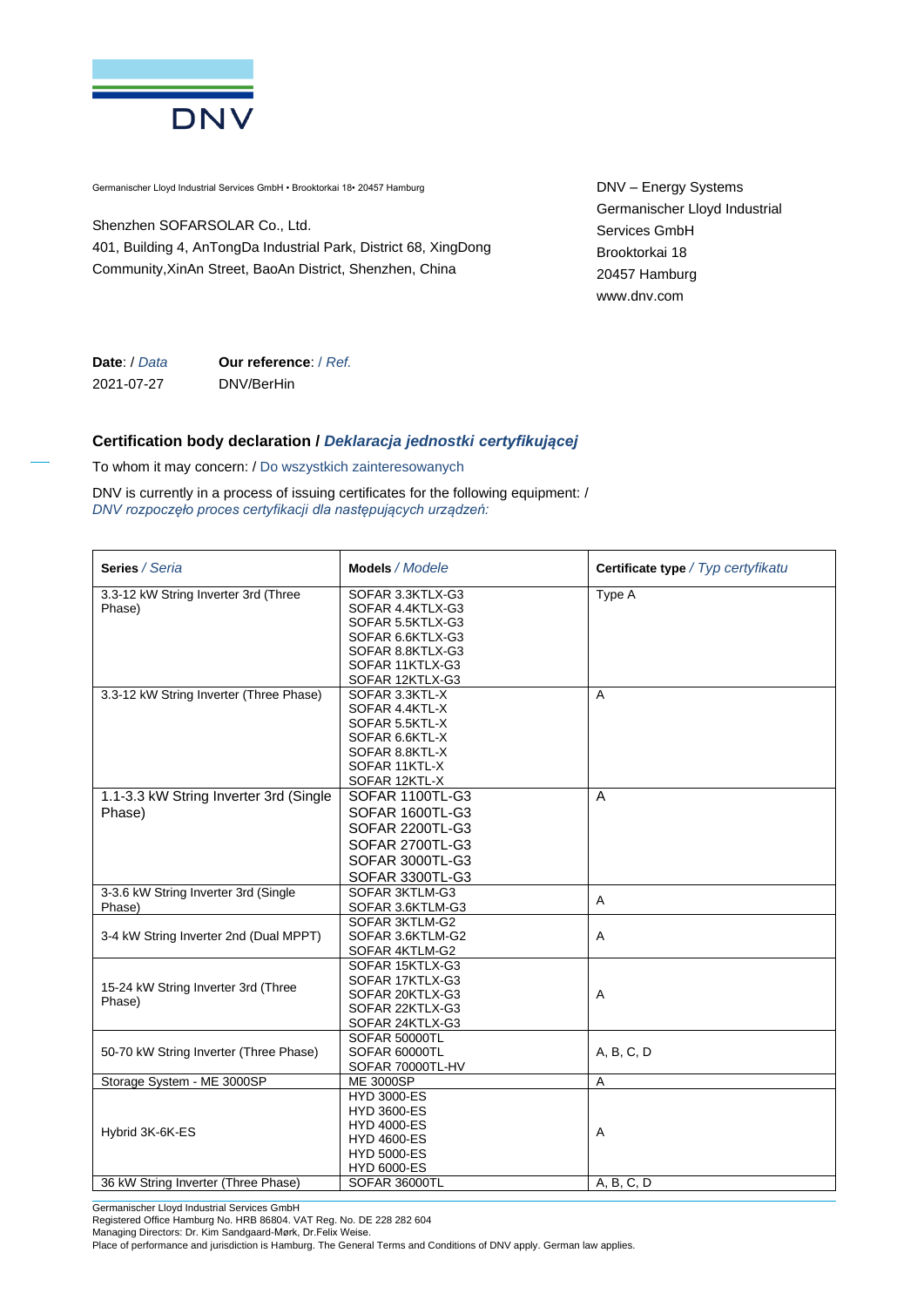DNV

Germanischer Lloyd Industrial Services GmbH • Brooktorkai 18• 20457 Hamburg

Shenzhen SOFARSOLAR Co., Ltd.
401, Building 4, AnTongDa Industrial Park, District 68, XingDong Community,XinAn Street, BaoAn District, Shenzhen, China

DNV – Energy Systems
Germanischer Lloyd Industrial Services GmbH
Brooktorkai 18
20457 Hamburg
www.dnv.com

| **Date**: / *Data* | **Our reference**: / *Ref.* |
|---|---|
| 2021-07-27 | DNV/BerHin |

## Certification body declaration / *Deklaracja jednostki certyfikującej*

To whom it may concern: / Do wszystkich zainteresowanych

DNV is currently in a process of issuing certificates for the following equipment: /
*DNV rozpoczęło proces certyfikacji dla następujących urządzeń:*

| **Series** / *Seria* | **Models** / *Modele* | **Certificate type** / *Typ certyfikatu* |
|---|---|---|
| 3.3-12 kW String Inverter 3rd (Three Phase) | SOFAR 3.3KTLX-G3<br>SOFAR 4.4KTLX-G3<br>SOFAR 5.5KTLX-G3<br>SOFAR 6.6KTLX-G3<br>SOFAR 8.8KTLX-G3<br>SOFAR 11KTLX-G3<br>SOFAR 12KTLX-G3 | Type A |
| 3.3-12 kW String Inverter (Three Phase) | SOFAR 3.3KTL-X<br>SOFAR 4.4KTL-X<br>SOFAR 5.5KTL-X<br>SOFAR 6.6KTL-X<br>SOFAR 8.8KTL-X<br>SOFAR 11KTL-X<br>SOFAR 12KTL-X | A |
| 1.1-3.3 kW String Inverter 3rd (Single Phase) | SOFAR 1100TL-G3<br>SOFAR 1600TL-G3<br>SOFAR 2200TL-G3<br>SOFAR 2700TL-G3<br>SOFAR 3000TL-G3<br>SOFAR 3300TL-G3 | A |
| 3-3.6 kW String Inverter 3rd (Single Phase) | SOFAR 3KTLM-G3<br>SOFAR 3.6KTLM-G3 | A |
| 3-4 kW String Inverter 2nd (Dual MPPT) | SOFAR 3KTLM-G2<br>SOFAR 3.6KTLM-G2<br>SOFAR 4KTLM-G2 | A |
| 15-24 kW String Inverter 3rd (Three Phase) | SOFAR 15KTLX-G3<br>SOFAR 17KTLX-G3<br>SOFAR 20KTLX-G3<br>SOFAR 22KTLX-G3<br>SOFAR 24KTLX-G3 | A |
| 50-70 kW String Inverter (Three Phase) | SOFAR 50000TL<br>SOFAR 60000TL<br>SOFAR 70000TL-HV | A, B, C, D |
| Storage System - ME 3000SP | ME 3000SP | A |
| Hybrid 3K-6K-ES | HYD 3000-ES<br>HYD 3600-ES<br>HYD 4000-ES<br>HYD 4600-ES<br>HYD 5000-ES<br>HYD 6000-ES | A |
| 36 kW String Inverter (Three Phase) | SOFAR 36000TL | A, B, C, D |

Germanischer Lloyd Industrial Services GmbH
Registered Office Hamburg No. HRB 86804. VAT Reg. No. DE 228 282 604
Managing Directors: Dr. Kim Sandgaard-Mørk, Dr.Felix Weise.
Place of performance and jurisdiction is Hamburg. The General Terms and Conditions of DNV apply. German law applies.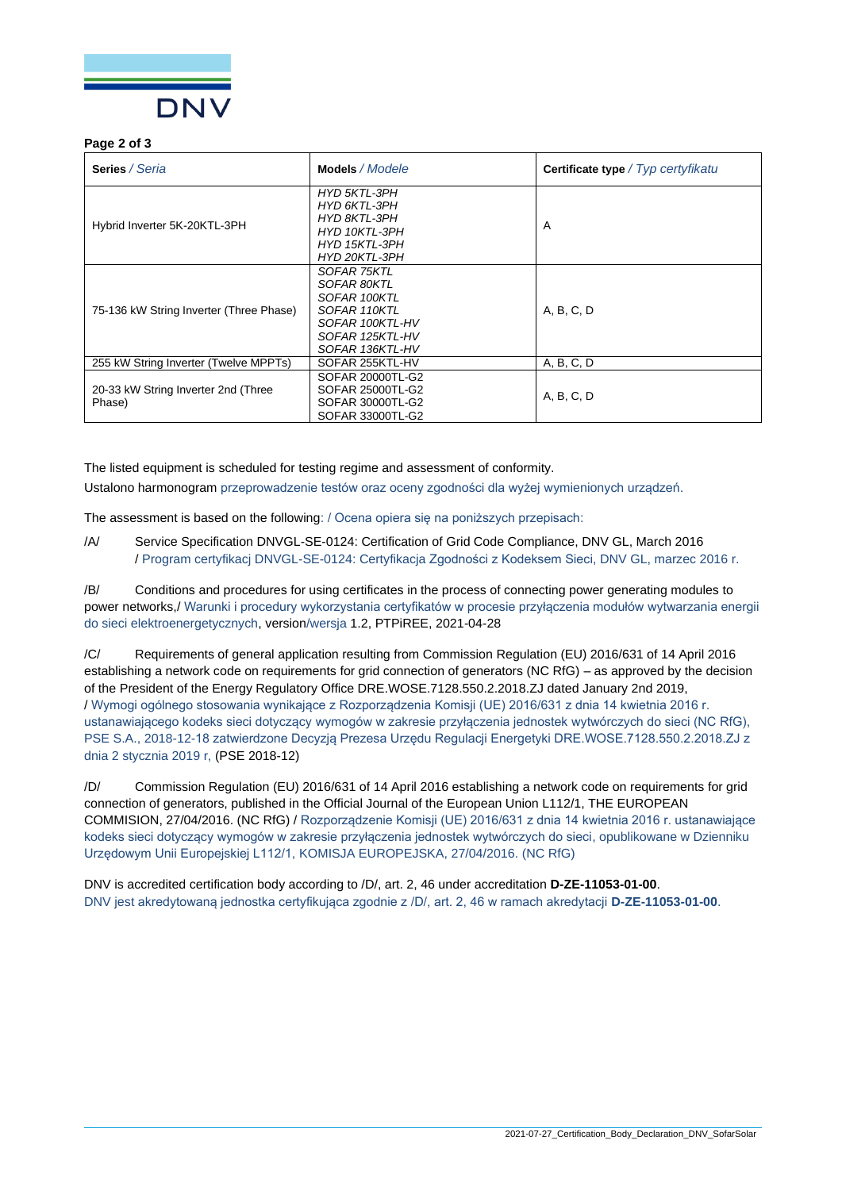| **Series** / *Seria* | **Models** / *Modele* | **Certificate type** / *Typ certyfikatu* |
|---|---|---|
| Hybrid Inverter 5K-20KTL-3PH | *HYD 5KTL-3PH*<br>*HYD 6KTL-3PH*<br>*HYD 8KTL-3PH*<br>*HYD 10KTL-3PH*<br>*HYD 15KTL-3PH*<br>*HYD 20KTL-3PH* | A |
| 75-136 kW String Inverter (Three Phase) | *SOFAR 75KTL*<br>*SOFAR 80KTL*<br>*SOFAR 100KTL*<br>*SOFAR 110KTL*<br>*SOFAR 100KTL-HV*<br>*SOFAR 125KTL-HV*<br>*SOFAR 136KTL-HV* | A, B, C, D |
| 255 kW String Inverter (Twelve MPPTs) | SOFAR 255KTL-HV | A, B, C, D |
| 20-33 kW String Inverter 2nd (Three Phase) | SOFAR 20000TL-G2<br>SOFAR 25000TL-G2<br>SOFAR 30000TL-G2<br>SOFAR 33000TL-G2 | A, B, C, D |

The listed equipment is scheduled for testing regime and assessment of conformity.
Ustalono harmonogram przeprowadzenie testów oraz oceny zgodności dla wyżej wymienionych urządzeń.

The assessment is based on the following: / Ocena opiera się na poniższych przepisach:

/A/ Service Specification DNVGL-SE-0124: Certification of Grid Code Compliance, DNV GL, March 2016 / Program certyfikacj DNVGL-SE-0124: Certyfikacja Zgodności z Kodeksem Sieci, DNV GL, marzec 2016 r.

/B/ Conditions and procedures for using certificates in the process of connecting power generating modules to power networks,/ Warunki i procedury wykorzystania certyfikatów w procesie przyłączenia modułów wytwarzania energii do sieci elektroenergetycznych, version/wersja 1.2, PTPiREE, 2021-04-28

/C/ Requirements of general application resulting from Commission Regulation (EU) 2016/631 of 14 April 2016 establishing a network code on requirements for grid connection of generators (NC RfG) – as approved by the decision of the President of the Energy Regulatory Office DRE.WOSE.7128.550.2.2018.ZJ dated January 2nd 2019, / Wymogi ogólnego stosowania wynikające z Rozporządzenia Komisji (UE) 2016/631 z dnia 14 kwietnia 2016 r. ustanawiającego kodeks sieci dotyczący wymogów w zakresie przyłączenia jednostek wytwórczych do sieci (NC RfG), PSE S.A., 2018-12-18 zatwierdzone Decyzją Prezesa Urzędu Regulacji Energetyki DRE.WOSE.7128.550.2.2018.ZJ z dnia 2 stycznia 2019 r, (PSE 2018-12)

/D/ Commission Regulation (EU) 2016/631 of 14 April 2016 establishing a network code on requirements for grid connection of generators, published in the Official Journal of the European Union L112/1, THE EUROPEAN COMMISION, 27/04/2016. (NC RfG) / Rozporządzenie Komisji (UE) 2016/631 z dnia 14 kwietnia 2016 r. ustanawiające kodeks sieci dotyczący wymogów w zakresie przyłączenia jednostek wytwórczych do sieci, opublikowane w Dzienniku Urzędowym Unii Europejskiej L112/1, KOMISJA EUROPEJSKA, 27/04/2016. (NC RfG)

DNV is accredited certification body according to /D/, art. 2, 46 under accreditation **D-ZE-11053-01-00**.
DNV jest akredytowaną jednostka certyfikująca zgodnie z /D/, art. 2, 46 w ramach akredytacji **D-ZE-11053-01-00**.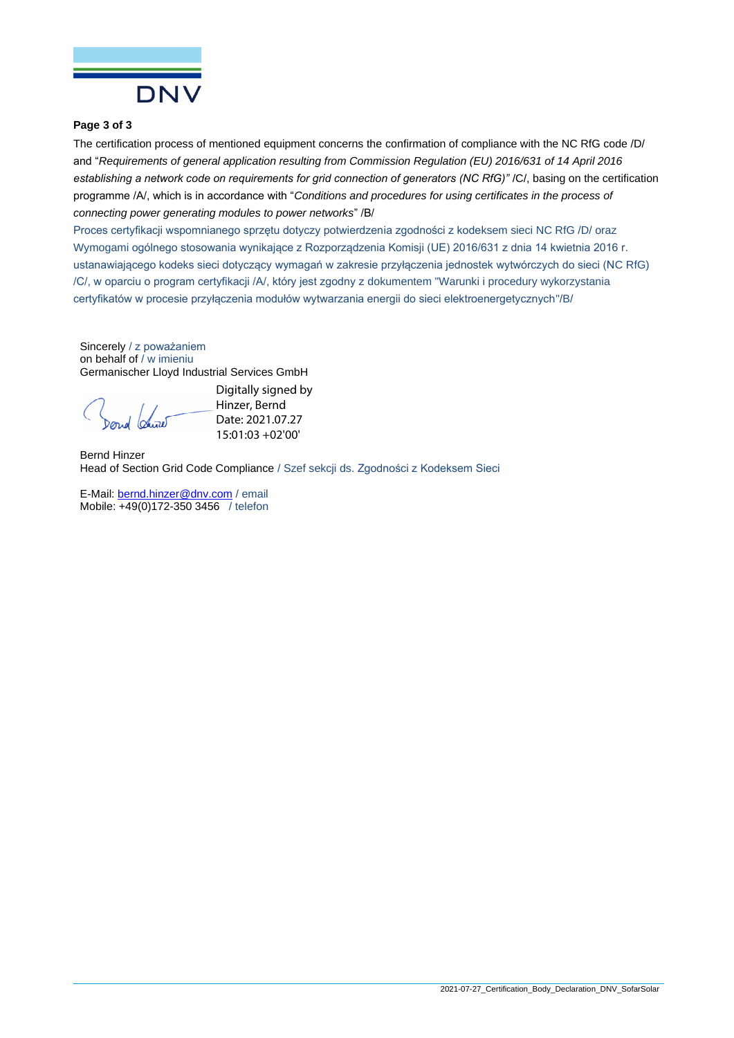The certification process of mentioned equipment concerns the confirmation of compliance with the NC RfG code /D/ and "*Requirements of general application resulting from Commission Regulation (EU) 2016/631 of 14 April 2016 establishing a network code on requirements for grid connection of generators (NC RfG)"* /C/, basing on the certification programme /A/, which is in accordance with "*Conditions and procedures for using certificates in the process of connecting power generating modules to power networks*" /B/

Proces certyfikacji wspomnianego sprzętu dotyczy potwierdzenia zgodności z kodeksem sieci NC RfG /D/ oraz Wymogami ogólnego stosowania wynikające z Rozporządzenia Komisji (UE) 2016/631 z dnia 14 kwietnia 2016 r. ustanawiającego kodeks sieci dotyczący wymagań w zakresie przyłączenia jednostek wytwórczych do sieci (NC RfG) /C/, w oparciu o program certyfikacji /A/, który jest zgodny z dokumentem "Warunki i procedury wykorzystania certyfikatów w procesie przyłączenia modułów wytwarzania energii do sieci elektroenergetycznych"/B/

Sincerely / z poważaniem
on behalf of / w imieniu
Germanischer Lloyd Industrial Services GmbH

Digitally signed by Hinzer, Bernd
Date: 2021.07.27 15:01:03 +02'00'

Bernd Hinzer
Head of Section Grid Code Compliance / Szef sekcji ds. Zgodności z Kodeksem Sieci

E-Mail: bernd.hinzer@dnv.com / email
Mobile: +49(0)172-350 3456 / telefon